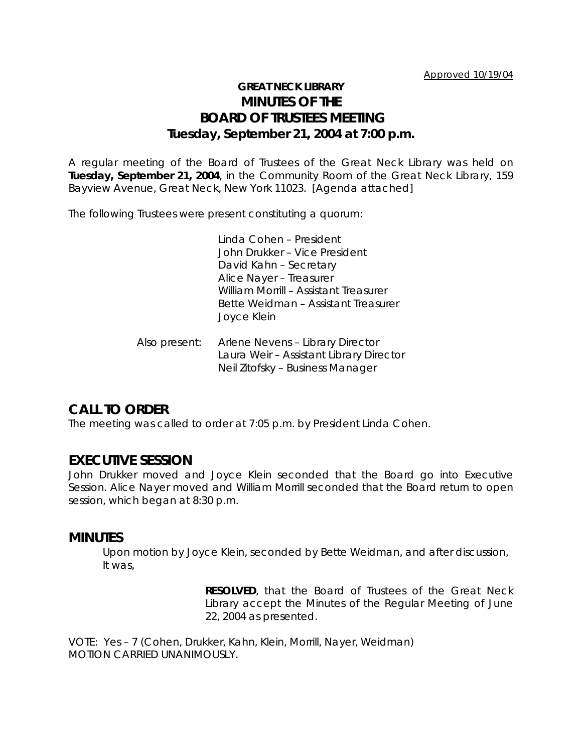Approved 10/19/04

# GREAT NECK LIBRARY
# MINUTES OF THE BOARD OF TRUSTEES MEETING
## Tuesday, September 21, 2004 at 7:00 p.m.

A regular meeting of the Board of Trustees of the Great Neck Library was held on **Tuesday, September 21, 2004**, in the Community Room of the Great Neck Library, 159 Bayview Avenue, Great Neck, New York 11023. [Agenda attached]

The following Trustees were present constituting a quorum:

Linda Cohen – President
John Drukker – Vice President
David Kahn – Secretary
Alice Nayer – Treasurer
William Morrill – Assistant Treasurer
Bette Weidman – Assistant Treasurer
Joyce Klein

Also present:
Arlene Nevens – Library Director
Laura Weir – Assistant Library Director
Neil Zitofsky – Business Manager

## CALL TO ORDER

The meeting was called to order at 7:05 p.m. by President Linda Cohen.

## EXECUTIVE SESSION

John Drukker moved and Joyce Klein seconded that the Board go into Executive Session. Alice Nayer moved and William Morrill seconded that the Board return to open session, which began at 8:30 p.m.

## MINUTES

Upon motion by Joyce Klein, seconded by Bette Weidman, and after discussion, It was,

> **RESOLVED**, that the Board of Trustees of the Great Neck Library accept the Minutes of the Regular Meeting of June 22, 2004 as presented.

VOTE: Yes – 7 (Cohen, Drukker, Kahn, Klein, Morrill, Nayer, Weidman)
MOTION CARRIED UNANIMOUSLY.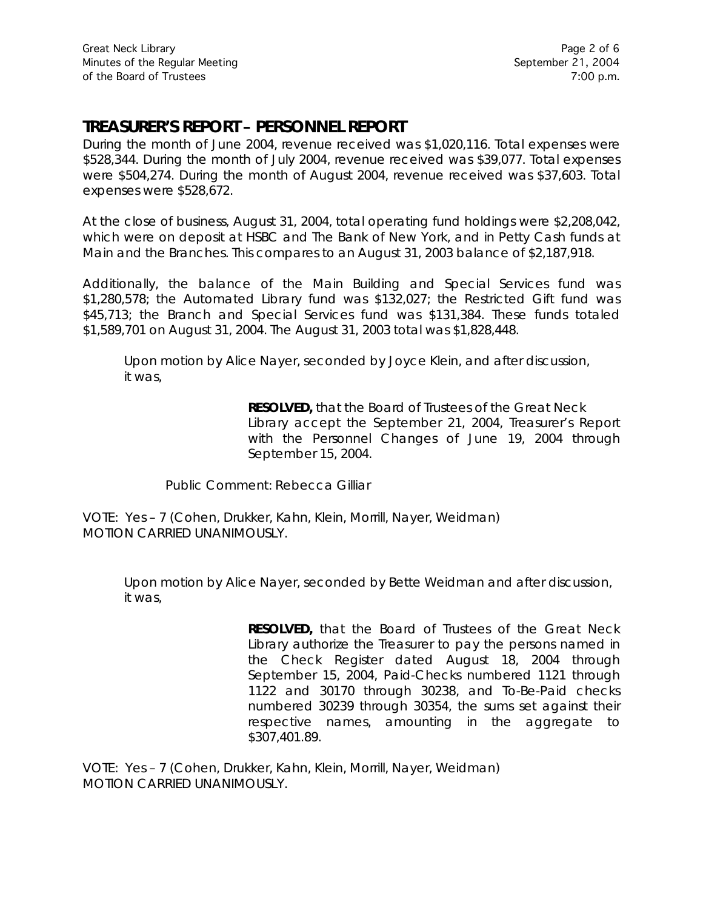## TREASURER'S REPORT – PERSONNEL REPORT

During the month of June 2004, revenue received was $1,020,116. Total expenses were $528,344. During the month of July 2004, revenue received was $39,077. Total expenses were $504,274. During the month of August 2004, revenue received was $37,603. Total expenses were $528,672.

At the close of business, August 31, 2004, total operating fund holdings were $2,208,042, which were on deposit at HSBC and The Bank of New York, and in Petty Cash funds at Main and the Branches. This compares to an August 31, 2003 balance of $2,187,918.

Additionally, the balance of the Main Building and Special Services fund was $1,280,578; the Automated Library fund was $132,027; the Restricted Gift fund was $45,713; the Branch and Special Services fund was $131,384. These funds totaled $1,589,701 on August 31, 2004. The August 31, 2003 total was $1,828,448.

Upon motion by Alice Nayer, seconded by Joyce Klein, and after discussion, it was,

> **RESOLVED,** that the Board of Trustees of the Great Neck Library accept the September 21, 2004, Treasurer's Report with the Personnel Changes of June 19, 2004 through September 15, 2004.

Public Comment: Rebecca Gilliar

VOTE: Yes – 7 (Cohen, Drukker, Kahn, Klein, Morrill, Nayer, Weidman)
MOTION CARRIED UNANIMOUSLY.

Upon motion by Alice Nayer, seconded by Bette Weidman and after discussion, it was,

> **RESOLVED,** that the Board of Trustees of the Great Neck Library authorize the Treasurer to pay the persons named in the Check Register dated August 18, 2004 through September 15, 2004, Paid-Checks numbered 1121 through 1122 and 30170 through 30238, and To-Be-Paid checks numbered 30239 through 30354, the sums set against their respective names, amounting in the aggregate to $307,401.89.

VOTE: Yes – 7 (Cohen, Drukker, Kahn, Klein, Morrill, Nayer, Weidman)
MOTION CARRIED UNANIMOUSLY.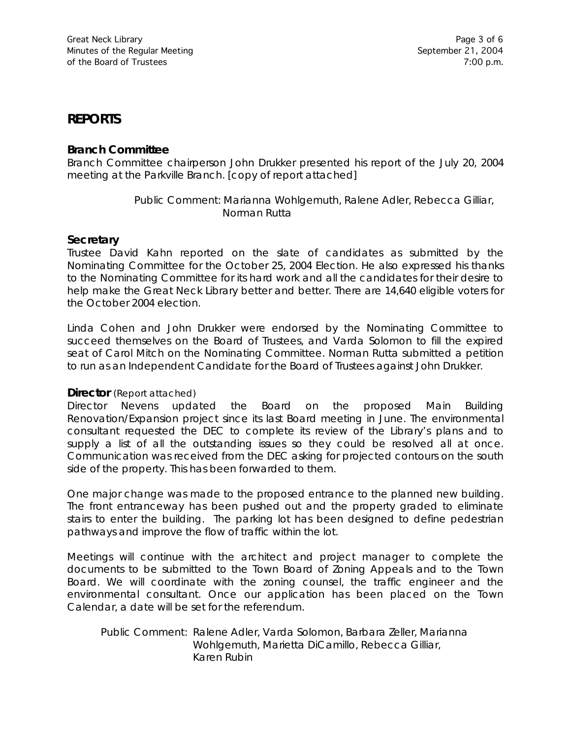# REPORTS

### Branch Committee

Branch Committee chairperson John Drukker presented his report of the July 20, 2004 meeting at the Parkville Branch. [copy of report attached]

> Public Comment: Marianna Wohlgemuth, Ralene Adler, Rebecca Gilliar, Norman Rutta

### Secretary

Trustee David Kahn reported on the slate of candidates as submitted by the Nominating Committee for the October 25, 2004 Election. He also expressed his thanks to the Nominating Committee for its hard work and all the candidates for their desire to help make the Great Neck Library better and better. There are 14,640 eligible voters for the October 2004 election.

Linda Cohen and John Drukker were endorsed by the Nominating Committee to succeed themselves on the Board of Trustees, and Varda Solomon to fill the expired seat of Carol Mitch on the Nominating Committee. Norman Rutta submitted a petition to run as an Independent Candidate for the Board of Trustees against John Drukker.

### Director (Report attached)

Director Nevens updated the Board on the proposed Main Building Renovation/Expansion project since its last Board meeting in June. The environmental consultant requested the DEC to complete its review of the Library's plans and to supply a list of all the outstanding issues so they could be resolved all at once. Communication was received from the DEC asking for projected contours on the south side of the property. This has been forwarded to them.

One major change was made to the proposed entrance to the planned new building. The front entranceway has been pushed out and the property graded to eliminate stairs to enter the building. The parking lot has been designed to define pedestrian pathways and improve the flow of traffic within the lot.

Meetings will continue with the architect and project manager to complete the documents to be submitted to the Town Board of Zoning Appeals and to the Town Board. We will coordinate with the zoning counsel, the traffic engineer and the environmental consultant. Once our application has been placed on the Town Calendar, a date will be set for the referendum.

> Public Comment: Ralene Adler, Varda Solomon, Barbara Zeller, Marianna Wohlgemuth, Marietta DiCamillo, Rebecca Gilliar, Karen Rubin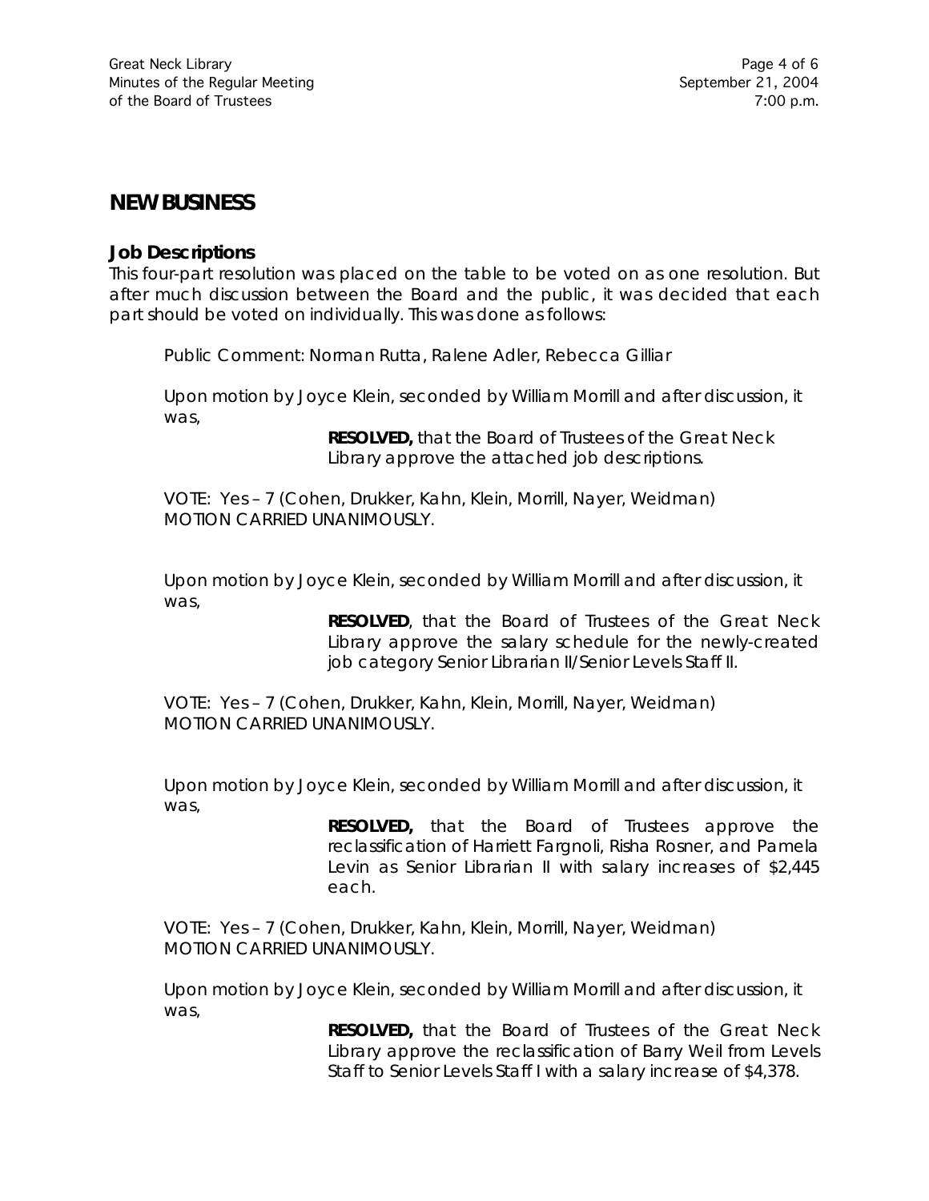## NEW BUSINESS

### Job Descriptions

This four-part resolution was placed on the table to be voted on as one resolution. But after much discussion between the Board and the public, it was decided that each part should be voted on individually. This was done as follows:

Public Comment: Norman Rutta, Ralene Adler, Rebecca Gilliar

Upon motion by Joyce Klein, seconded by William Morrill and after discussion, it was,

> **RESOLVED,** that the Board of Trustees of the Great Neck Library approve the attached job descriptions.

VOTE: Yes – 7 (Cohen, Drukker, Kahn, Klein, Morrill, Nayer, Weidman)
MOTION CARRIED UNANIMOUSLY.

Upon motion by Joyce Klein, seconded by William Morrill and after discussion, it was,

> **RESOLVED**, that the Board of Trustees of the Great Neck Library approve the salary schedule for the newly-created job category Senior Librarian II/Senior Levels Staff II.

VOTE: Yes – 7 (Cohen, Drukker, Kahn, Klein, Morrill, Nayer, Weidman)
MOTION CARRIED UNANIMOUSLY.

Upon motion by Joyce Klein, seconded by William Morrill and after discussion, it was,

> **RESOLVED,** that the Board of Trustees approve the reclassification of Harriett Fargnoli, Risha Rosner, and Pamela Levin as Senior Librarian II with salary increases of $2,445 each.

VOTE: Yes – 7 (Cohen, Drukker, Kahn, Klein, Morrill, Nayer, Weidman)
MOTION CARRIED UNANIMOUSLY.

Upon motion by Joyce Klein, seconded by William Morrill and after discussion, it was,

> **RESOLVED,** that the Board of Trustees of the Great Neck Library approve the reclassification of Barry Weil from Levels Staff to Senior Levels Staff I with a salary increase of $4,378.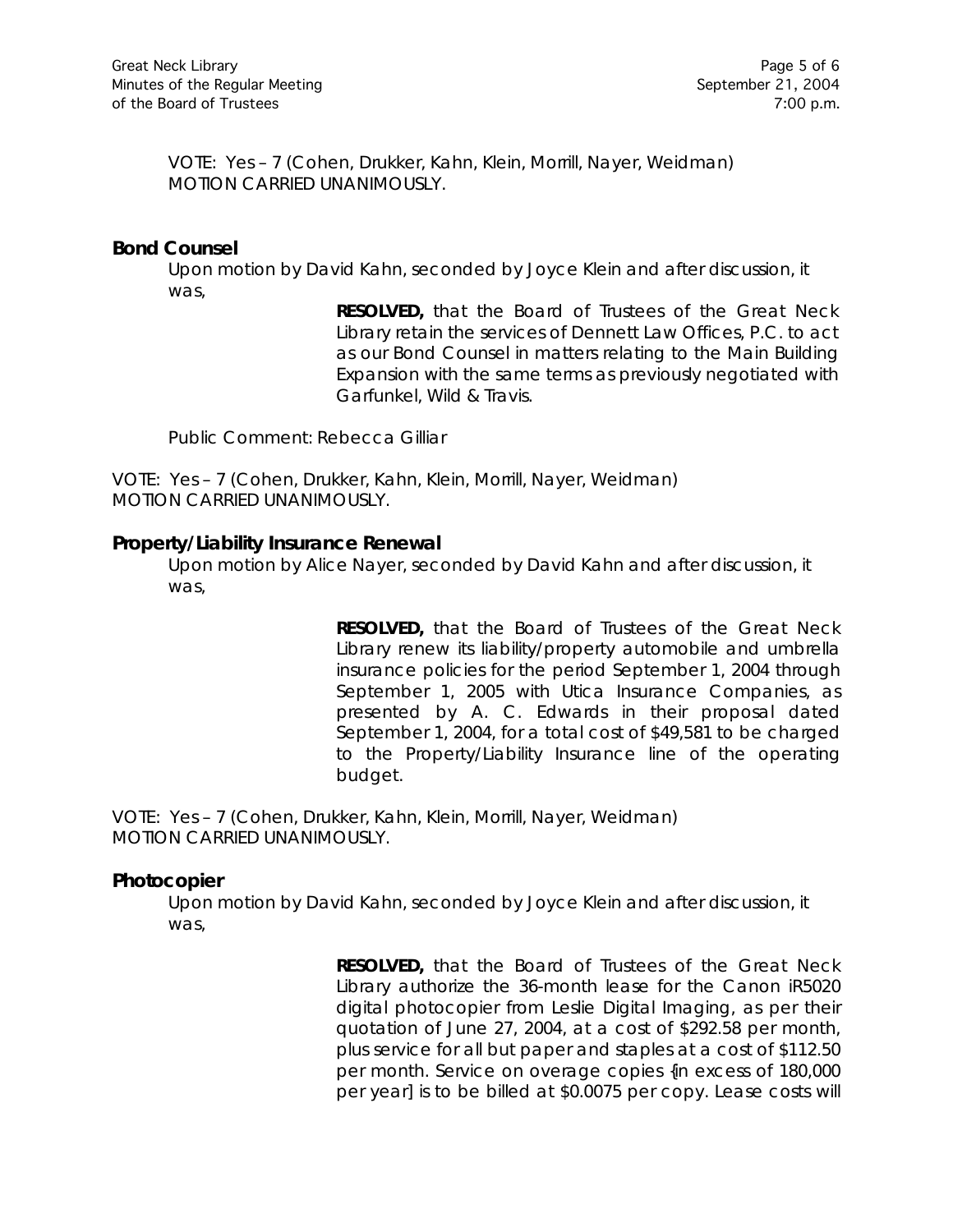VOTE: Yes – 7 (Cohen, Drukker, Kahn, Klein, Morrill, Nayer, Weidman)
MOTION CARRIED UNANIMOUSLY.

## Bond Counsel

Upon motion by David Kahn, seconded by Joyce Klein and after discussion, it was,

> **RESOLVED,** that the Board of Trustees of the Great Neck Library retain the services of Dennett Law Offices, P.C. to act as our Bond Counsel in matters relating to the Main Building Expansion with the same terms as previously negotiated with Garfunkel, Wild & Travis.

Public Comment: Rebecca Gilliar

VOTE: Yes – 7 (Cohen, Drukker, Kahn, Klein, Morrill, Nayer, Weidman)
MOTION CARRIED UNANIMOUSLY.

## Property/Liability Insurance Renewal

Upon motion by Alice Nayer, seconded by David Kahn and after discussion, it was,

> **RESOLVED,** that the Board of Trustees of the Great Neck Library renew its liability/property automobile and umbrella insurance policies for the period September 1, 2004 through September 1, 2005 with Utica Insurance Companies, as presented by A. C. Edwards in their proposal dated September 1, 2004, for a total cost of $49,581 to be charged to the Property/Liability Insurance line of the operating budget.

VOTE: Yes – 7 (Cohen, Drukker, Kahn, Klein, Morrill, Nayer, Weidman)
MOTION CARRIED UNANIMOUSLY.

## Photocopier

Upon motion by David Kahn, seconded by Joyce Klein and after discussion, it was,

> **RESOLVED,** that the Board of Trustees of the Great Neck Library authorize the 36-month lease for the Canon iR5020 digital photocopier from Leslie Digital Imaging, as per their quotation of June 27, 2004, at a cost of $292.58 per month, plus service for all but paper and staples at a cost of $112.50 per month. Service on overage copies {in excess of 180,000 per year] is to be billed at $0.0075 per copy. Lease costs will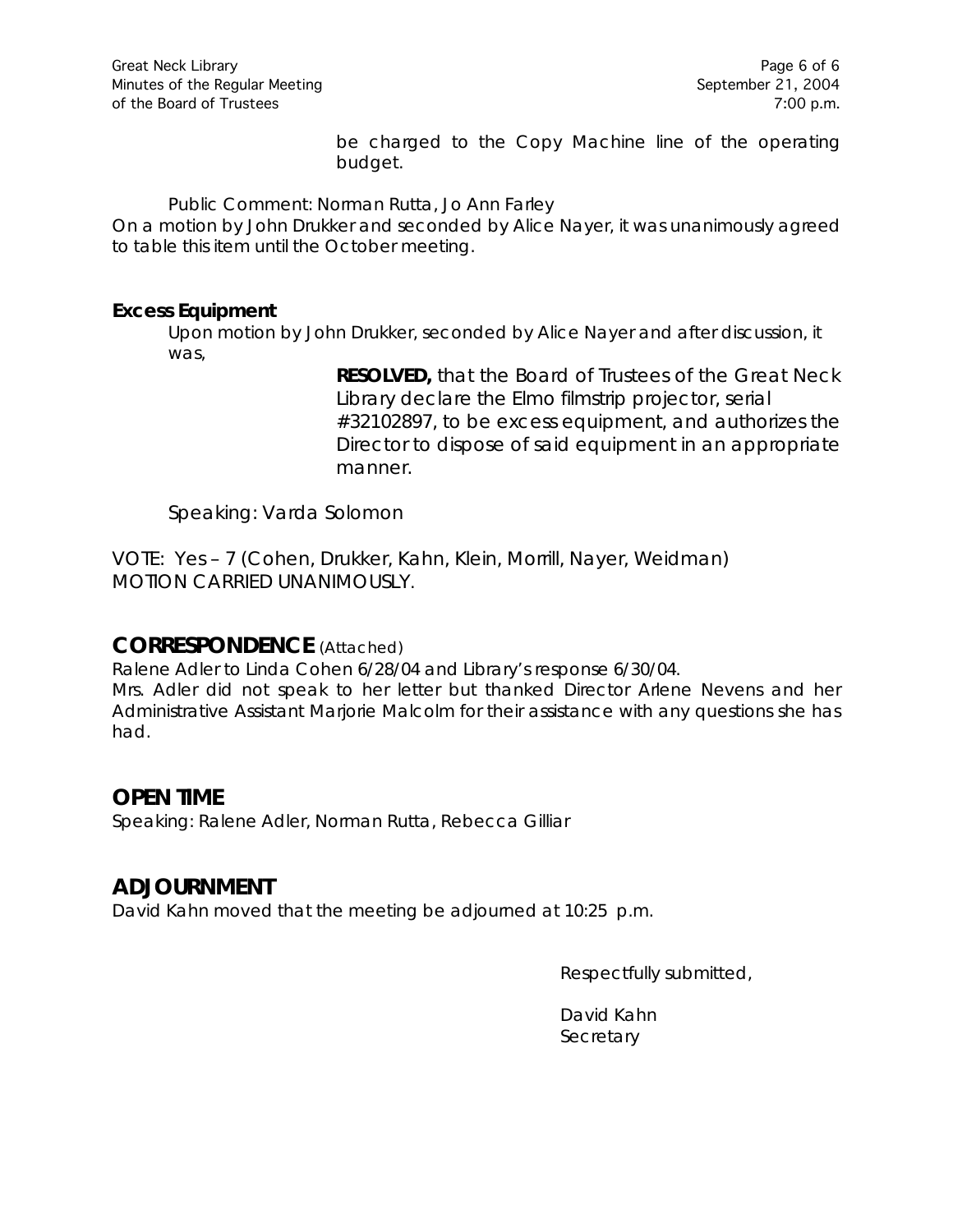be charged to the Copy Machine line of the operating budget.

Public Comment: Norman Rutta, Jo Ann Farley

On a motion by John Drukker and seconded by Alice Nayer, it was unanimously agreed to table this item until the October meeting.

**Excess Equipment**

Upon motion by John Drukker, seconded by Alice Nayer and after discussion, it was,

> **RESOLVED,** that the Board of Trustees of the Great Neck Library declare the Elmo filmstrip projector, serial #32102897, to be excess equipment, and authorizes the Director to dispose of said equipment in an appropriate manner.

Speaking: Varda Solomon

VOTE: Yes – 7 (Cohen, Drukker, Kahn, Klein, Morrill, Nayer, Weidman)
MOTION CARRIED UNANIMOUSLY.

## CORRESPONDENCE (Attached)

Ralene Adler to Linda Cohen 6/28/04 and Library's response 6/30/04.

Mrs. Adler did not speak to her letter but thanked Director Arlene Nevens and her Administrative Assistant Marjorie Malcolm for their assistance with any questions she has had.

## OPEN TIME

Speaking: Ralene Adler, Norman Rutta, Rebecca Gilliar

## ADJOURNMENT

David Kahn moved that the meeting be adjourned at 10:25 p.m.

Respectfully submitted,

David Kahn
Secretary